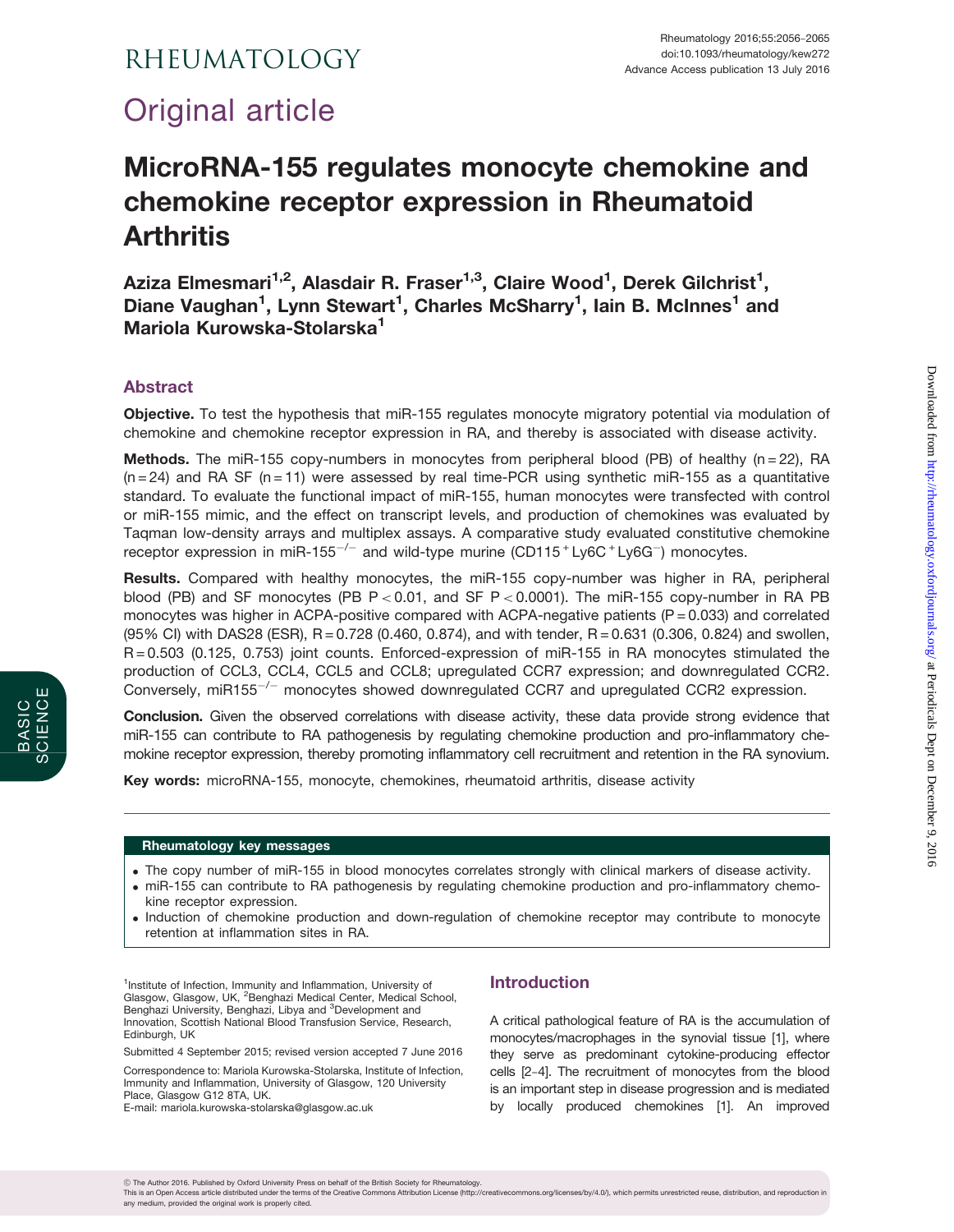# Original article

# MicroRNA-155 regulates monocyte chemokine and chemokine receptor expression in Rheumatoid Arthritis

**Aziza Elmesmari[1,2], Alasdair R. Fraser[1,3], Claire Wood[1], Derek Gilchrist[1], Diane Vaughan[1], Lynn Stewart[1], Charles McSharry[1], Iain B. McInnes[1] and Mariola Kurowska-Stolarska[1]**

## Abstract

**Objective.** To test the hypothesis that miR-155 regulates monocyte migratory potential via modulation of chemokine and chemokine receptor expression in RA, and thereby is associated with disease activity.

**Methods.** The miR-155 copy-numbers in monocytes from peripheral blood (PB) of healthy (n = 22), RA (n = 24) and RA SF (n = 11) were assessed by real time-PCR using synthetic miR-155 as a quantitative standard. To evaluate the functional impact of miR-155, human monocytes were transfected with control or miR-155 mimic, and the effect on transcript levels, and production of chemokines was evaluated by Taqman low-density arrays and multiplex assays. A comparative study evaluated constitutive chemokine receptor expression in miR-155$^{-/-}$ and wild-type murine (CD115$^+$Ly6C$^+$Ly6G$^-$) monocytes.

**Results.** Compared with healthy monocytes, the miR-155 copy-number was higher in RA, peripheral blood (PB) and SF monocytes (PB $P < 0.01$, and SF $P < 0.0001$). The miR-155 copy-number in RA PB monocytes was higher in ACPA-positive compared with ACPA-negative patients ($P = 0.033$) and correlated (95% CI) with DAS28 (ESR), $R = 0.728$ (0.460, 0.874), and with tender, $R = 0.631$ (0.306, 0.824) and swollen, $R = 0.503$ (0.125, 0.753) joint counts. Enforced-expression of miR-155 in RA monocytes stimulated the production of CCL3, CCL4, CCL5 and CCL8; upregulated CCR7 expression; and downregulated CCR2. Conversely, miR155$^{-/-}$ monocytes showed downregulated CCR7 and upregulated CCR2 expression.

**Conclusion.** Given the observed correlations with disease activity, these data provide strong evidence that miR-155 can contribute to RA pathogenesis by regulating chemokine production and pro-inflammatory chemokine receptor expression, thereby promoting inflammatory cell recruitment and retention in the RA synovium.

**Key words:** microRNA-155, monocyte, chemokines, rheumatoid arthritis, disease activity

### Rheumatology key messages

- The copy number of miR-155 in blood monocytes correlates strongly with clinical markers of disease activity.
- miR-155 can contribute to RA pathogenesis by regulating chemokine production and pro-inflammatory chemokine receptor expression.
- Induction of chemokine production and down-regulation of chemokine receptor may contribute to monocyte retention at inflammation sites in RA.

[1]Institute of Infection, Immunity and Inflammation, University of Glasgow, Glasgow, UK, [2]Benghazi Medical Center, Medical School, Benghazi University, Benghazi, Libya and [3]Development and Innovation, Scottish National Blood Transfusion Service, Research, Edinburgh, UK

Submitted 4 September 2015; revised version accepted 7 June 2016

Correspondence to: Mariola Kurowska-Stolarska, Institute of Infection, Immunity and Inflammation, University of Glasgow, 120 University Place, Glasgow G12 8TA, UK.
E-mail: mariola.kurowska-stolarska@glasgow.ac.uk

## Introduction

A critical pathological feature of RA is the accumulation of monocytes/macrophages in the synovial tissue [1], where they serve as predominant cytokine-producing effector cells [2–4]. The recruitment of monocytes from the blood is an important step in disease progression and is mediated by locally produced chemokines [1]. An improved

© The Author 2016. Published by Oxford University Press on behalf of the British Society for Rheumatology.
This is an Open Access article distributed under the terms of the Creative Commons Attribution License (http://creativecommons.org/licenses/by/4.0/), which permits unrestricted reuse, distribution, and reproduction in any medium, provided the original work is properly cited.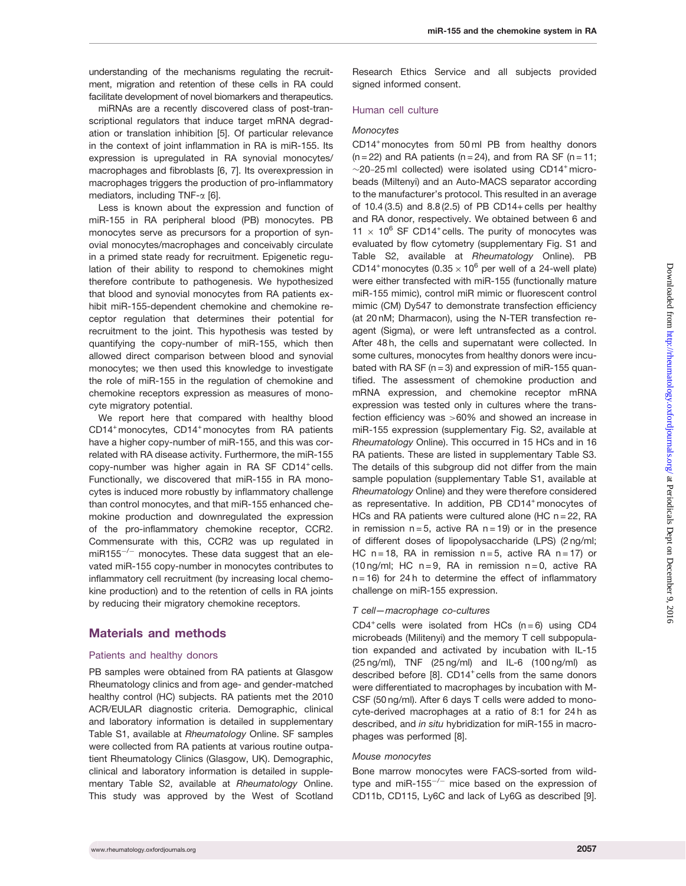understanding of the mechanisms regulating the recruitment, migration and retention of these cells in RA could facilitate development of novel biomarkers and therapeutics.

miRNAs are a recently discovered class of post-transcriptional regulators that induce target mRNA degradation or translation inhibition [5]. Of particular relevance in the context of joint inflammation in RA is miR-155. Its expression is upregulated in RA synovial monocytes/macrophages and fibroblasts [6, 7]. Its overexpression in macrophages triggers the production of pro-inflammatory mediators, including TNF-$\alpha$ [6].

Less is known about the expression and function of miR-155 in RA peripheral blood (PB) monocytes. PB monocytes serve as precursors for a proportion of synovial monocytes/macrophages and conceivably circulate in a primed state ready for recruitment. Epigenetic regulation of their ability to respond to chemokines might therefore contribute to pathogenesis. We hypothesized that blood and synovial monocytes from RA patients exhibit miR-155-dependent chemokine and chemokine receptor regulation that determines their potential for recruitment to the joint. This hypothesis was tested by quantifying the copy-number of miR-155, which then allowed direct comparison between blood and synovial monocytes; we then used this knowledge to investigate the role of miR-155 in the regulation of chemokine and chemokine receptors expression as measures of monocyte migratory potential.

We report here that compared with healthy blood CD14$^+$ monocytes, CD14$^+$ monocytes from RA patients have a higher copy-number of miR-155, and this was correlated with RA disease activity. Furthermore, the miR-155 copy-number was higher again in RA SF CD14$^+$ cells. Functionally, we discovered that miR-155 in RA monocytes is induced more robustly by inflammatory challenge than control monocytes, and that miR-155 enhanced chemokine production and downregulated the expression of the pro-inflammatory chemokine receptor, CCR2. Commensurate with this, CCR2 was up regulated in miR155$^{-/-}$ monocytes. These data suggest that an elevated miR-155 copy-number in monocytes contributes to inflammatory cell recruitment (by increasing local chemokine production) and to the retention of cells in RA joints by reducing their migratory chemokine receptors.

## Materials and methods

### Patients and healthy donors

PB samples were obtained from RA patients at Glasgow Rheumatology clinics and from age- and gender-matched healthy control (HC) subjects. RA patients met the 2010 ACR/EULAR diagnostic criteria. Demographic, clinical and laboratory information is detailed in supplementary Table S1, available at *Rheumatology* Online. SF samples were collected from RA patients at various routine outpatient Rheumatology Clinics (Glasgow, UK). Demographic, clinical and laboratory information is detailed in supplementary Table S2, available at *Rheumatology* Online. This study was approved by the West of Scotland Research Ethics Service and all subjects provided signed informed consent.

### Human cell culture

#### *Monocytes*

CD14$^+$ monocytes from 50 ml PB from healthy donors (n = 22) and RA patients (n = 24), and from RA SF (n = 11; ~20–25 ml collected) were isolated using CD14$^+$ microbeads (Miltenyi) and an Auto-MACS separator according to the manufacturer's protocol. This resulted in an average of 10.4 (3.5) and 8.8 (2.5) of PB CD14+ cells per healthy and RA donor, respectively. We obtained between 6 and 11 $\times$ 10$^6$ SF CD14$^+$ cells. The purity of monocytes was evaluated by flow cytometry (supplementary Fig. S1 and Table S2, available at *Rheumatology* Online). PB CD14$^+$ monocytes (0.35 $\times$ 10$^6$ per well of a 24-well plate) were either transfected with miR-155 (functionally mature miR-155 mimic), control miR mimic or fluorescent control mimic (CM) Dy547 to demonstrate transfection efficiency (at 20 nM; Dharmacon), using the N-TER transfection reagent (Sigma), or were left untransfected as a control. After 48 h, the cells and supernatant were collected. In some cultures, monocytes from healthy donors were incubated with RA SF (n = 3) and expression of miR-155 quantified. The assessment of chemokine production and mRNA expression, and chemokine receptor mRNA expression was tested only in cultures where the transfection efficiency was >60% and showed an increase in miR-155 expression (supplementary Fig. S2, available at *Rheumatology* Online). This occurred in 15 HCs and in 16 RA patients. These are listed in supplementary Table S3. The details of this subgroup did not differ from the main sample population (supplementary Table S1, available at *Rheumatology* Online) and they were therefore considered as representative. In addition, PB CD14$^+$ monocytes of HCs and RA patients were cultured alone (HC n = 22, RA in remission n = 5, active RA n = 19) or in the presence of different doses of lipopolysaccharide (LPS) (2 ng/ml; HC n = 18, RA in remission n = 5, active RA n = 17) or (10 ng/ml; HC n = 9, RA in remission n = 0, active RA n = 16) for 24 h to determine the effect of inflammatory challenge on miR-155 expression.

#### *T cell—macrophage co-cultures*

CD4$^+$ cells were isolated from HCs (n = 6) using CD4 microbeads (Militenyi) and the memory T cell subpopulation expanded and activated by incubation with IL-15 (25 ng/ml), TNF (25 ng/ml) and IL-6 (100 ng/ml) as described before [8]. CD14$^+$ cells from the same donors were differentiated to macrophages by incubation with M-CSF (50 ng/ml). After 6 days T cells were added to monocyte-derived macrophages at a ratio of 8:1 for 24 h as described, and *in situ* hybridization for miR-155 in macrophages was performed [8].

#### *Mouse monocytes*

Bone marrow monocytes were FACS-sorted from wild-type and miR-155$^{-/-}$ mice based on the expression of CD11b, CD115, Ly6C and lack of Ly6G as described [9].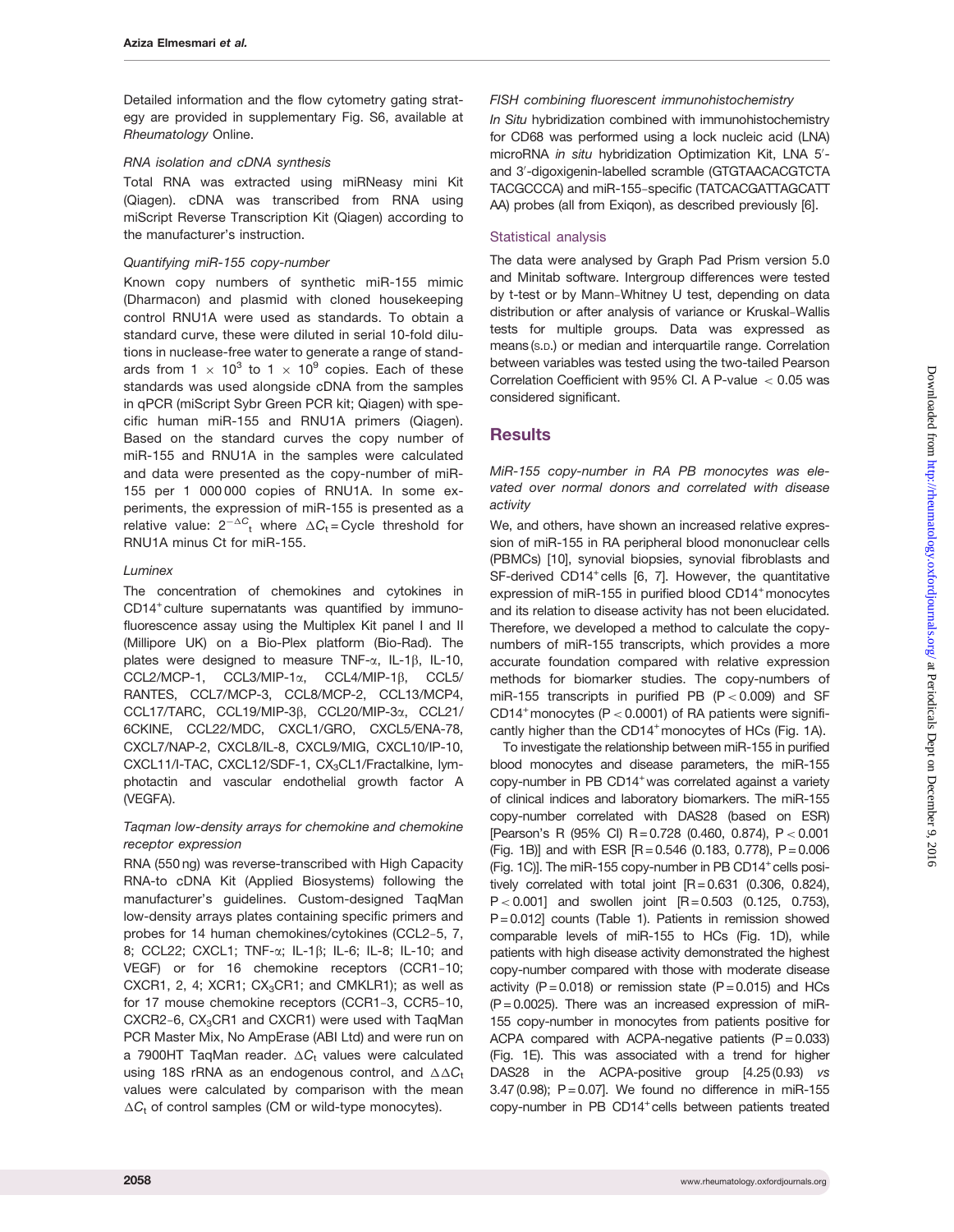Detailed information and the flow cytometry gating strategy are provided in supplementary Fig. S6, available at *Rheumatology* Online.

### RNA isolation and cDNA synthesis

Total RNA was extracted using miRNeasy mini Kit (Qiagen). cDNA was transcribed from RNA using miScript Reverse Transcription Kit (Qiagen) according to the manufacturer's instruction.

### Quantifying miR-155 copy-number

Known copy numbers of synthetic miR-155 mimic (Dharmacon) and plasmid with cloned housekeeping control RNU1A were used as standards. To obtain a standard curve, these were diluted in serial 10-fold dilutions in nuclease-free water to generate a range of standards from $1 \times 10^3$ to $1 \times 10^9$ copies. Each of these standards was used alongside cDNA from the samples in qPCR (miScript Sybr Green PCR kit; Qiagen) with specific human miR-155 and RNU1A primers (Qiagen). Based on the standard curves the copy number of miR-155 and RNU1A in the samples were calculated and data were presented as the copy-number of miR-155 per 1 000 000 copies of RNU1A. In some experiments, the expression of miR-155 is presented as a relative value: $2^{-\Delta C_t}$ where $\Delta C_t$ = Cycle threshold for RNU1A minus Ct for miR-155.

### Luminex

The concentration of chemokines and cytokines in CD14+ culture supernatants was quantified by immunofluorescence assay using the Multiplex Kit panel I and II (Millipore UK) on a Bio-Plex platform (Bio-Rad). The plates were designed to measure TNF-α, IL-1β, IL-10, CCL2/MCP-1, CCL3/MIP-1α, CCL4/MIP-1β, CCL5/RANTES, CCL7/MCP-3, CCL8/MCP-2, CCL13/MCP4, CCL17/TARC, CCL19/MIP-3β, CCL20/MIP-3α, CCL21/6CKINE, CCL22/MDC, CXCL1/GRO, CXCL5/ENA-78, CXCL7/NAP-2, CXCL8/IL-8, CXCL9/MIG, CXCL10/IP-10, CXCL11/I-TAC, CXCL12/SDF-1, $CX_3CL1$/Fractalkine, lymphotactin and vascular endothelial growth factor A (VEGFA).

### Taqman low-density arrays for chemokine and chemokine receptor expression

RNA (550 ng) was reverse-transcribed with High Capacity RNA-to cDNA Kit (Applied Biosystems) following the manufacturer's guidelines. Custom-designed TaqMan low-density arrays plates containing specific primers and probes for 14 human chemokines/cytokines (CCL2–5, 7, 8; CCL22; CXCL1; TNF-α; IL-1β; IL-6; IL-8; IL-10; and VEGF) or for 16 chemokine receptors (CCR1–10; CXCR1, 2, 4; XCR1; $CX_3CR1$; and CMKLR1); as well as for 17 mouse chemokine receptors (CCR1–3, CCR5–10, CXCR2–6, $CX_3CR1$ and CXCR1) were used with TaqMan PCR Master Mix, No AmpErase (ABI Ltd) and were run on a 7900HT TaqMan reader. $\Delta C_t$ values were calculated using 18S rRNA as an endogenous control, and $\Delta\Delta C_t$ values were calculated by comparison with the mean $\Delta C_t$ of control samples (CM or wild-type monocytes).

### FISH combining fluorescent immunohistochemistry

*In Situ* hybridization combined with immunohistochemistry for CD68 was performed using a lock nucleic acid (LNA) microRNA *in situ* hybridization Optimization Kit, LNA 5′- and 3′-digoxigenin-labelled scramble (GTGTAACACGTCTA TACGCCCA) and miR-155-specific (TATCACGATTAGCATT AA) probes (all from Exiqon), as described previously [6].

## Statistical analysis

The data were analysed by Graph Pad Prism version 5.0 and Minitab software. Intergroup differences were tested by t-test or by Mann–Whitney U test, depending on data distribution or after analysis of variance or Kruskal–Wallis tests for multiple groups. Data was expressed as means (S.D.) or median and interquartile range. Correlation between variables was tested using the two-tailed Pearson Correlation Coefficient with 95% CI. A P-value $< 0.05$ was considered significant.

# Results

### MiR-155 copy-number in RA PB monocytes was elevated over normal donors and correlated with disease activity

We, and others, have shown an increased relative expression of miR-155 in RA peripheral blood mononuclear cells (PBMCs) [10], synovial biopsies, synovial fibroblasts and SF-derived CD14+ cells [6, 7]. However, the quantitative expression of miR-155 in purified blood CD14+ monocytes and its relation to disease activity has not been elucidated. Therefore, we developed a method to calculate the copy-numbers of miR-155 transcripts, which provides a more accurate foundation compared with relative expression methods for biomarker studies. The copy-numbers of miR-155 transcripts in purified PB ($P < 0.009$) and SF CD14+ monocytes ($P < 0.0001$) of RA patients were significantly higher than the CD14+ monocytes of HCs (Fig. 1A).

To investigate the relationship between miR-155 in purified blood monocytes and disease parameters, the miR-155 copy-number in PB CD14+ was correlated against a variety of clinical indices and laboratory biomarkers. The miR-155 copy-number correlated with DAS28 (based on ESR) [Pearson's R (95% CI) R = 0.728 (0.460, 0.874), $P < 0.001$ (Fig. 1B)] and with ESR [R = 0.546 (0.183, 0.778), P = 0.006 (Fig. 1C)]. The miR-155 copy-number in PB CD14+ cells positively correlated with total joint [R = 0.631 (0.306, 0.824), $P < 0.001$] and swollen joint [R = 0.503 (0.125, 0.753), P = 0.012] counts (Table 1). Patients in remission showed comparable levels of miR-155 to HCs (Fig. 1D), while patients with high disease activity demonstrated the highest copy-number compared with those with moderate disease activity (P = 0.018) or remission state (P = 0.015) and HCs (P = 0.0025). There was an increased expression of miR-155 copy-number in monocytes from patients positive for ACPA compared with ACPA-negative patients (P = 0.033) (Fig. 1E). This was associated with a trend for higher DAS28 in the ACPA-positive group [4.25 (0.93) *vs* 3.47 (0.98); P = 0.07]. We found no difference in miR-155 copy-number in PB CD14+ cells between patients treated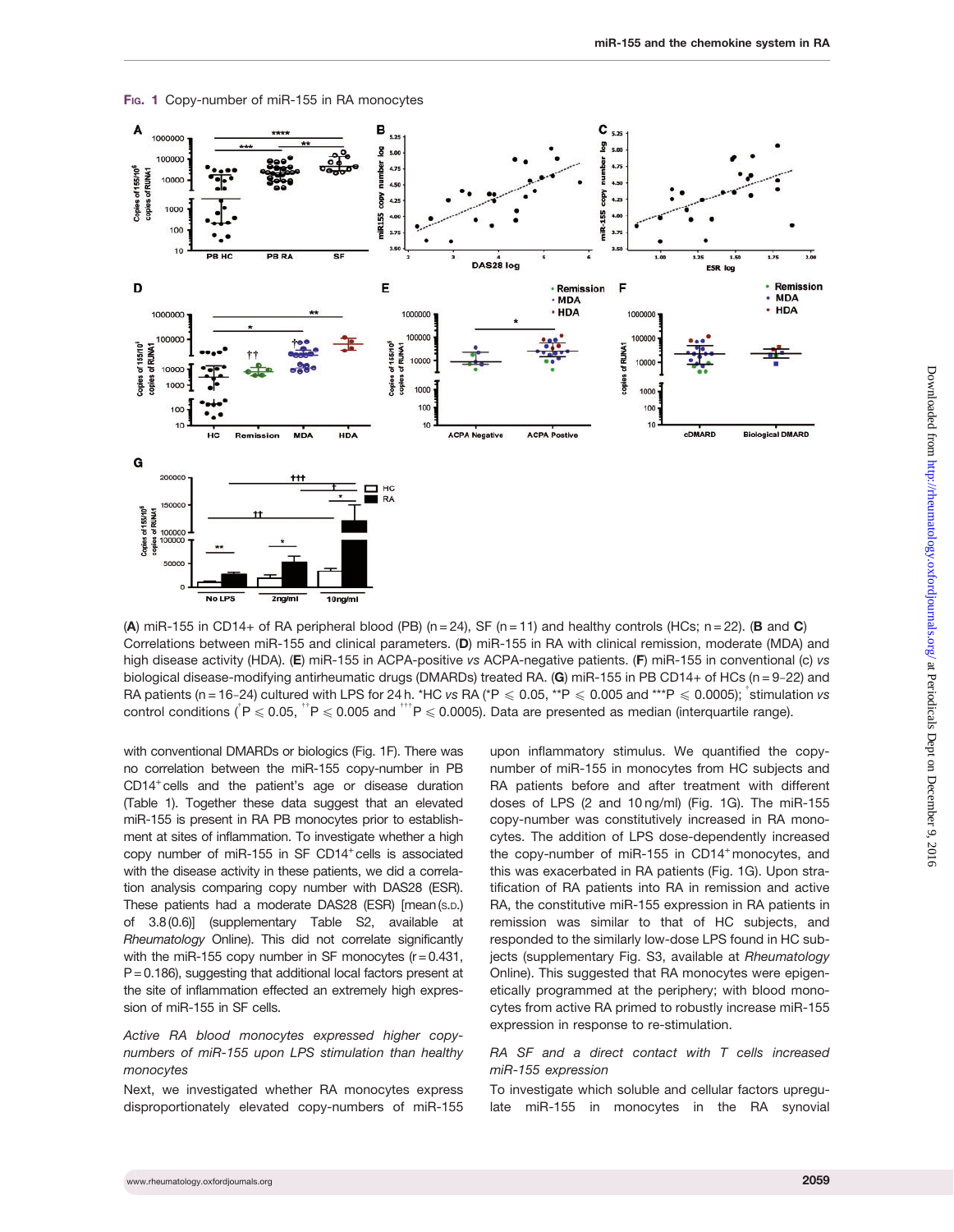FIG. 1 Copy-number of miR-155 in RA monocytes

(**A**) miR-155 in CD14+ of RA peripheral blood (PB) (n = 24), SF (n = 11) and healthy controls (HCs; n = 22). (**B** and **C**) Correlations between miR-155 and clinical parameters. (**D**) miR-155 in RA with clinical remission, moderate (MDA) and high disease activity (HDA). (**E**) miR-155 in ACPA-positive *vs* ACPA-negative patients. (**F**) miR-155 in conventional (c) *vs* biological disease-modifying antirheumatic drugs (DMARDs) treated RA. (**G**) miR-155 in PB CD14+ of HCs (n = 9–22) and RA patients (n = 16–24) cultured with LPS for 24 h. *HC *vs* RA (*P ⩽ 0.05, **P ⩽ 0.005 and ***P ⩽ 0.0005); †stimulation *vs* control conditions (†P ⩽ 0.05, ††P ⩽ 0.005 and †††P ⩽ 0.0005). Data are presented as median (interquartile range).

with conventional DMARDs or biologics (Fig. 1F). There was no correlation between the miR-155 copy-number in PB CD14+ cells and the patient's age or disease duration (Table 1). Together these data suggest that an elevated miR-155 is present in RA PB monocytes prior to establishment at sites of inflammation. To investigate whether a high copy number of miR-155 in SF CD14+ cells is associated with the disease activity in these patients, we did a correlation analysis comparing copy number with DAS28 (ESR). These patients had a moderate DAS28 (ESR) [mean (S.D.) of 3.8 (0.6)] (supplementary Table S2, available at *Rheumatology* Online). This did not correlate significantly with the miR-155 copy number in SF monocytes (r = 0.431, P = 0.186), suggesting that additional local factors present at the site of inflammation effected an extremely high expression of miR-155 in SF cells.

### *Active RA blood monocytes expressed higher copy-numbers of miR-155 upon LPS stimulation than healthy monocytes*

Next, we investigated whether RA monocytes express disproportionately elevated copy-numbers of miR-155 upon inflammatory stimulus. We quantified the copy-number of miR-155 in monocytes from HC subjects and RA patients before and after treatment with different doses of LPS (2 and 10 ng/ml) (Fig. 1G). The miR-155 copy-number was constitutively increased in RA monocytes. The addition of LPS dose-dependently increased the copy-number of miR-155 in CD14+ monocytes, and this was exacerbated in RA patients (Fig. 1G). Upon stratification of RA patients into RA in remission and active RA, the constitutive miR-155 expression in RA patients in remission was similar to that of HC subjects, and responded to the similarly low-dose LPS found in HC subjects (supplementary Fig. S3, available at *Rheumatology* Online). This suggested that RA monocytes were epigenetically programmed at the periphery; with blood monocytes from active RA primed to robustly increase miR-155 expression in response to re-stimulation.

### *RA SF and a direct contact with T cells increased miR-155 expression*

To investigate which soluble and cellular factors upregulate miR-155 in monocytes in the RA synovial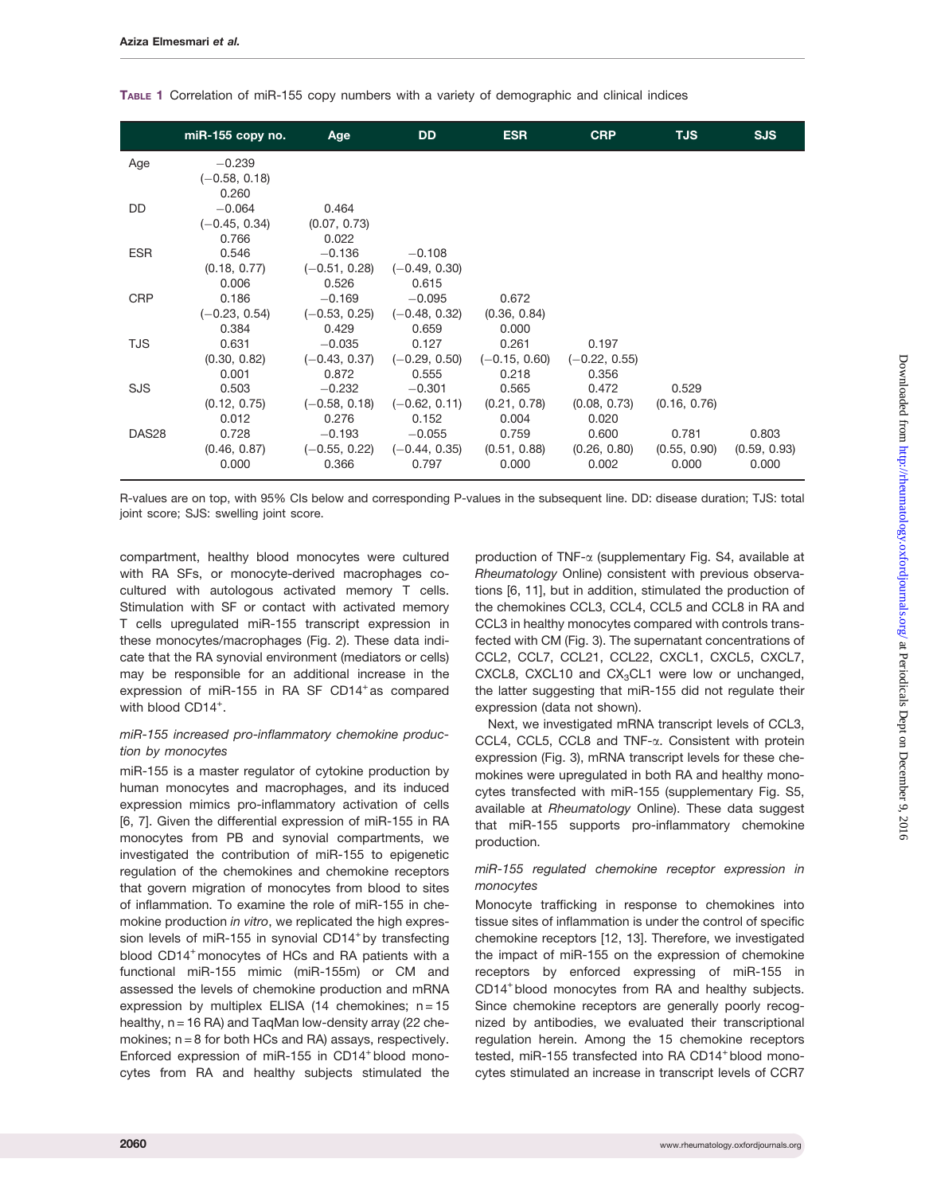**Table 1** Correlation of miR-155 copy numbers with a variety of demographic and clinical indices

| | miR-155 copy no. | Age | DD | ESR | CRP | TJS | SJS |
|---|---|---|---|---|---|---|---|
| Age | −0.239<br>(−0.58, 0.18)<br>0.260 | | | | | | |
| DD | −0.064<br>(−0.45, 0.34)<br>0.766 | 0.464<br>(0.07, 0.73)<br>0.022 | | | | | |
| ESR | 0.546<br>(0.18, 0.77)<br>0.006 | −0.136<br>(−0.51, 0.28)<br>0.526 | −0.108<br>(−0.49, 0.30)<br>0.615 | | | | |
| CRP | 0.186<br>(−0.23, 0.54)<br>0.384 | −0.169<br>(−0.53, 0.25)<br>0.429 | −0.095<br>(−0.48, 0.32)<br>0.659 | 0.672<br>(0.36, 0.84)<br>0.000 | | | |
| TJS | 0.631<br>(0.30, 0.82)<br>0.001 | −0.035<br>(−0.43, 0.37)<br>0.872 | 0.127<br>(−0.29, 0.50)<br>0.555 | 0.261<br>(−0.15, 0.60)<br>0.218 | 0.197<br>(−0.22, 0.55)<br>0.356 | | |
| SJS | 0.503<br>(0.12, 0.75)<br>0.012 | −0.232<br>(−0.58, 0.18)<br>0.276 | −0.301<br>(−0.62, 0.11)<br>0.152 | 0.565<br>(0.21, 0.78)<br>0.004 | 0.472<br>(0.08, 0.73)<br>0.020 | 0.529<br>(0.16, 0.76) | |
| DAS28 | 0.728<br>(0.46, 0.87)<br>0.000 | −0.193<br>(−0.55, 0.22)<br>0.366 | −0.055<br>(−0.44, 0.35)<br>0.797 | 0.759<br>(0.51, 0.88)<br>0.000 | 0.600<br>(0.26, 0.80)<br>0.002 | 0.781<br>(0.55, 0.90)<br>0.000 | 0.803<br>(0.59, 0.93)<br>0.000 |

R-values are on top, with 95% CIs below and corresponding P-values in the subsequent line. DD: disease duration; TJS: total joint score; SJS: swelling joint score.

compartment, healthy blood monocytes were cultured with RA SFs, or monocyte-derived macrophages co-cultured with autologous activated memory T cells. Stimulation with SF or contact with activated memory T cells upregulated miR-155 transcript expression in these monocytes/macrophages (Fig. 2). These data indicate that the RA synovial environment (mediators or cells) may be responsible for an additional increase in the expression of miR-155 in RA SF CD14$^+$as compared with blood CD14$^+$.

### *miR-155 increased pro-inflammatory chemokine production by monocytes*

miR-155 is a master regulator of cytokine production by human monocytes and macrophages, and its induced expression mimics pro-inflammatory activation of cells [6, 7]. Given the differential expression of miR-155 in RA monocytes from PB and synovial compartments, we investigated the contribution of miR-155 to epigenetic regulation of the chemokines and chemokine receptors that govern migration of monocytes from blood to sites of inflammation. To examine the role of miR-155 in chemokine production *in vitro*, we replicated the high expression levels of miR-155 in synovial CD14$^+$by transfecting blood CD14$^+$monocytes of HCs and RA patients with a functional miR-155 mimic (miR-155m) or CM and assessed the levels of chemokine production and mRNA expression by multiplex ELISA (14 chemokines; n = 15 healthy, n = 16 RA) and TaqMan low-density array (22 chemokines; n = 8 for both HCs and RA) assays, respectively. Enforced expression of miR-155 in CD14$^+$blood monocytes from RA and healthy subjects stimulated the production of TNF-α (supplementary Fig. S4, available at *Rheumatology* Online) consistent with previous observations [6, 11], but in addition, stimulated the production of the chemokines CCL3, CCL4, CCL5 and CCL8 in RA and CCL3 in healthy monocytes compared with controls transfected with CM (Fig. 3). The supernatant concentrations of CCL2, CCL7, CCL21, CCL22, CXCL1, CXCL5, CXCL7, CXCL8, CXCL10 and $CX_3CL1$ were low or unchanged, the latter suggesting that miR-155 did not regulate their expression (data not shown).

Next, we investigated mRNA transcript levels of CCL3, CCL4, CCL5, CCL8 and TNF-α. Consistent with protein expression (Fig. 3), mRNA transcript levels for these chemokines were upregulated in both RA and healthy monocytes transfected with miR-155 (supplementary Fig. S5, available at *Rheumatology* Online). These data suggest that miR-155 supports pro-inflammatory chemokine production.

### *miR-155 regulated chemokine receptor expression in monocytes*

Monocyte trafficking in response to chemokines into tissue sites of inflammation is under the control of specific chemokine receptors [12, 13]. Therefore, we investigated the impact of miR-155 on the expression of chemokine receptors by enforced expressing of miR-155 in CD14$^+$blood monocytes from RA and healthy subjects. Since chemokine receptors are generally poorly recognized by antibodies, we evaluated their transcriptional regulation herein. Among the 15 chemokine receptors tested, miR-155 transfected into RA CD14$^+$blood monocytes stimulated an increase in transcript levels of CCR7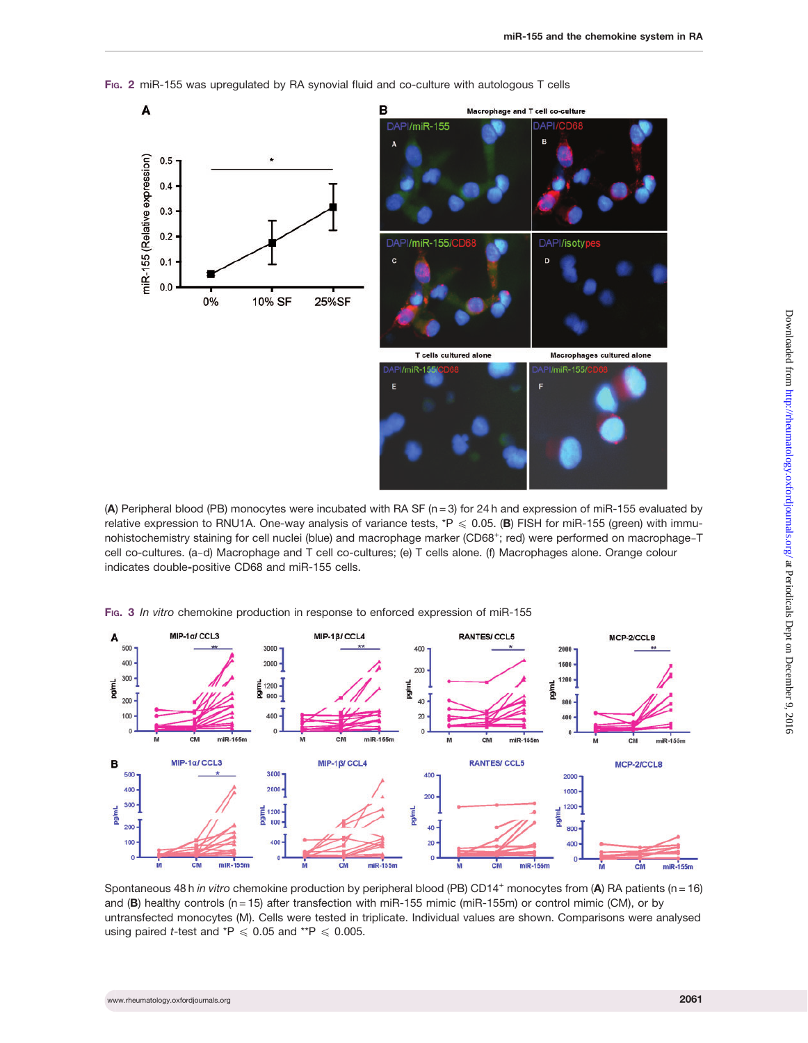**Fig. 2** miR-155 was upregulated by RA synovial fluid and co-culture with autologous T cells

(**A**) Peripheral blood (PB) monocytes were incubated with RA SF (n = 3) for 24 h and expression of miR-155 evaluated by relative expression to RNU1A. One-way analysis of variance tests, *P ⩽ 0.05. (**B**) FISH for miR-155 (green) with immunohistochemistry staining for cell nuclei (blue) and macrophage marker ($CD68^{+}$; red) were performed on macrophage–T cell co-cultures. (a–d) Macrophage and T cell co-cultures; (e) T cells alone. (f) Macrophages alone. Orange colour indicates double-positive CD68 and miR-155 cells.

**Fig. 3** *In vitro* chemokine production in response to enforced expression of miR-155

Spontaneous 48 h *in vitro* chemokine production by peripheral blood (PB) $CD14^{+}$ monocytes from (**A**) RA patients (n = 16) and (**B**) healthy controls (n = 15) after transfection with miR-155 mimic (miR-155m) or control mimic (CM), or by untransfected monocytes (M). Cells were tested in triplicate. Individual values are shown. Comparisons were analysed using paired *t*-test and *P ⩽ 0.05 and **P ⩽ 0.005.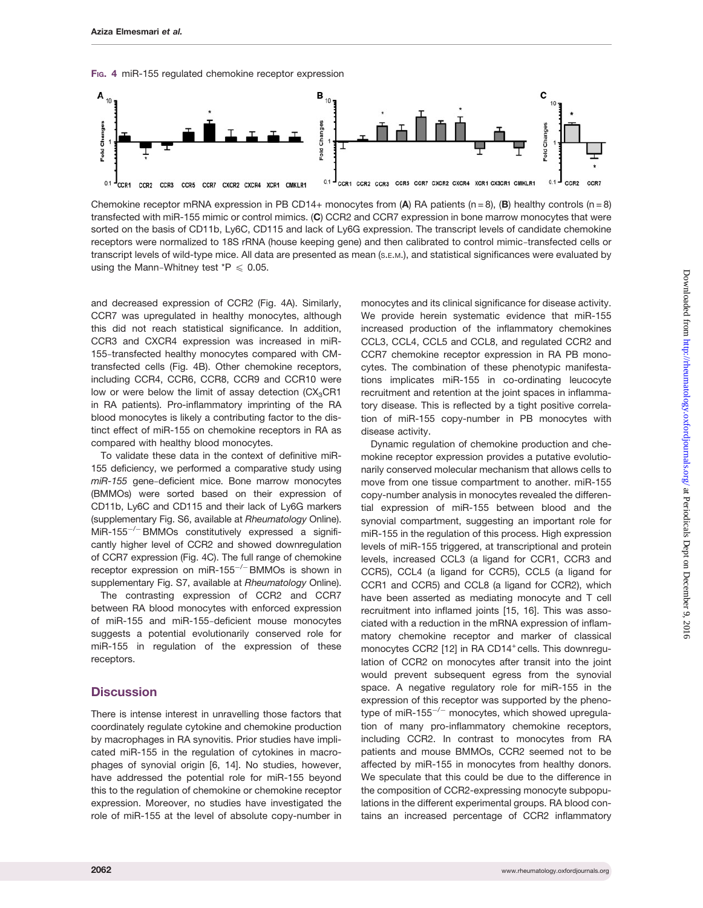**FIG. 4** miR-155 regulated chemokine receptor expression

Chemokine receptor mRNA expression in PB CD14+ monocytes from (**A**) RA patients (n = 8), (**B**) healthy controls (n = 8) transfected with miR-155 mimic or control mimics. (**C**) CCR2 and CCR7 expression in bone marrow monocytes that were sorted on the basis of CD11b, Ly6C, CD115 and lack of Ly6G expression. The transcript levels of candidate chemokine receptors were normalized to 18S rRNA (house keeping gene) and then calibrated to control mimic-transfected cells or transcript levels of wild-type mice. All data are presented as mean (S.E.M.), and statistical significances were evaluated by using the Mann–Whitney test *P $\leqslant$ 0.05.

and decreased expression of CCR2 (Fig. 4A). Similarly, CCR7 was upregulated in healthy monocytes, although this did not reach statistical significance. In addition, CCR3 and CXCR4 expression was increased in miR-155-transfected healthy monocytes compared with CM-transfected cells (Fig. 4B). Other chemokine receptors, including CCR4, CCR6, CCR8, CCR9 and CCR10 were low or were below the limit of assay detection ($CX_3CR1$ in RA patients). Pro-inflammatory imprinting of the RA blood monocytes is likely a contributing factor to the distinct effect of miR-155 on chemokine receptors in RA as compared with healthy blood monocytes.

To validate these data in the context of definitive miR-155 deficiency, we performed a comparative study using *miR-155* gene-deficient mice. Bone marrow monocytes (BMMOs) were sorted based on their expression of CD11b, Ly6C and CD115 and their lack of Ly6G markers (supplementary Fig. S6, available at *Rheumatology* Online). MiR-155$^{-/-}$ BMMOs constitutively expressed a significantly higher level of CCR2 and showed downregulation of CCR7 expression (Fig. 4C). The full range of chemokine receptor expression on miR-155$^{-/-}$ BMMOs is shown in supplementary Fig. S7, available at *Rheumatology* Online).

The contrasting expression of CCR2 and CCR7 between RA blood monocytes with enforced expression of miR-155 and miR-155-deficient mouse monocytes suggests a potential evolutionarily conserved role for miR-155 in regulation of the expression of these receptors.

## Discussion

There is intense interest in unravelling those factors that coordinately regulate cytokine and chemokine production by macrophages in RA synovitis. Prior studies have implicated miR-155 in the regulation of cytokines in macrophages of synovial origin [6, 14]. No studies, however, have addressed the potential role for miR-155 beyond this to the regulation of chemokine or chemokine receptor expression. Moreover, no studies have investigated the role of miR-155 at the level of absolute copy-number in monocytes and its clinical significance for disease activity. We provide herein systematic evidence that miR-155 increased production of the inflammatory chemokines CCL3, CCL4, CCL5 and CCL8, and regulated CCR2 and CCR7 chemokine receptor expression in RA PB monocytes. The combination of these phenotypic manifestations implicates miR-155 in co-ordinating leucocyte recruitment and retention at the joint spaces in inflammatory disease. This is reflected by a tight positive correlation of miR-155 copy-number in PB monocytes with disease activity.

Dynamic regulation of chemokine production and chemokine receptor expression provides a putative evolutionarily conserved molecular mechanism that allows cells to move from one tissue compartment to another. miR-155 copy-number analysis in monocytes revealed the differential expression of miR-155 between blood and the synovial compartment, suggesting an important role for miR-155 in the regulation of this process. High expression levels of miR-155 triggered, at transcriptional and protein levels, increased CCL3 (a ligand for CCR1, CCR3 and CCR5), CCL4 (a ligand for CCR5), CCL5 (a ligand for CCR1 and CCR5) and CCL8 (a ligand for CCR2), which have been asserted as mediating monocyte and T cell recruitment into inflamed joints [15, 16]. This was associated with a reduction in the mRNA expression of inflammatory chemokine receptor and marker of classical monocytes CCR2 [12] in RA CD14$^{+}$ cells. This downregulation of CCR2 on monocytes after transit into the joint would prevent subsequent egress from the synovial space. A negative regulatory role for miR-155 in the expression of this receptor was supported by the phenotype of miR-155$^{-/-}$ monocytes, which showed upregulation of many pro-inflammatory chemokine receptors, including CCR2. In contrast to monocytes from RA patients and mouse BMMOs, CCR2 seemed not to be affected by miR-155 in monocytes from healthy donors. We speculate that this could be due to the difference in the composition of CCR2-expressing monocyte subpopulations in the different experimental groups. RA blood contains an increased percentage of CCR2 inflammatory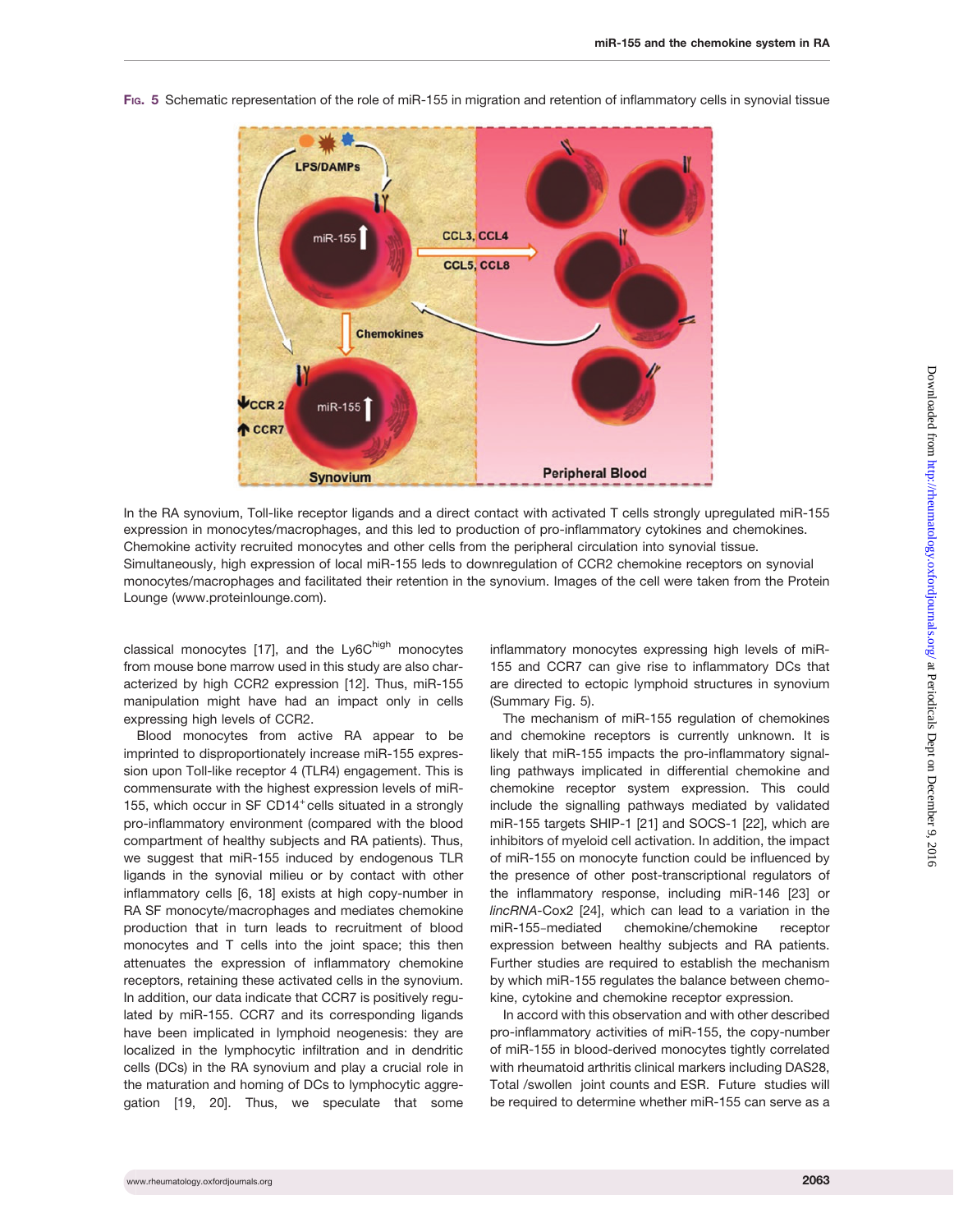**Fig. 5** Schematic representation of the role of miR-155 in migration and retention of inflammatory cells in synovial tissue

In the RA synovium, Toll-like receptor ligands and a direct contact with activated T cells strongly upregulated miR-155 expression in monocytes/macrophages, and this led to production of pro-inflammatory cytokines and chemokines. Chemokine activity recruited monocytes and other cells from the peripheral circulation into synovial tissue. Simultaneously, high expression of local miR-155 leds to downregulation of CCR2 chemokine receptors on synovial monocytes/macrophages and facilitated their retention in the synovium. Images of the cell were taken from the Protein Lounge (www.proteinlounge.com).

classical monocytes [17], and the Ly6C$^{high}$ monocytes from mouse bone marrow used in this study are also characterized by high CCR2 expression [12]. Thus, miR-155 manipulation might have had an impact only in cells expressing high levels of CCR2.

Blood monocytes from active RA appear to be imprinted to disproportionately increase miR-155 expression upon Toll-like receptor 4 (TLR4) engagement. This is commensurate with the highest expression levels of miR-155, which occur in SF CD14$^{+}$ cells situated in a strongly pro-inflammatory environment (compared with the blood compartment of healthy subjects and RA patients). Thus, we suggest that miR-155 induced by endogenous TLR ligands in the synovial milieu or by contact with other inflammatory cells [6, 18] exists at high copy-number in RA SF monocyte/macrophages and mediates chemokine production that in turn leads to recruitment of blood monocytes and T cells into the joint space; this then attenuates the expression of inflammatory chemokine receptors, retaining these activated cells in the synovium. In addition, our data indicate that CCR7 is positively regulated by miR-155. CCR7 and its corresponding ligands have been implicated in lymphoid neogenesis: they are localized in the lymphocytic infiltration and in dendritic cells (DCs) in the RA synovium and play a crucial role in the maturation and homing of DCs to lymphocytic aggregation [19, 20]. Thus, we speculate that some inflammatory monocytes expressing high levels of miR-155 and CCR7 can give rise to inflammatory DCs that are directed to ectopic lymphoid structures in synovium (Summary Fig. 5).

The mechanism of miR-155 regulation of chemokines and chemokine receptors is currently unknown. It is likely that miR-155 impacts the pro-inflammatory signalling pathways implicated in differential chemokine and chemokine receptor system expression. This could include the signalling pathways mediated by validated miR-155 targets SHIP-1 [21] and SOCS-1 [22], which are inhibitors of myeloid cell activation. In addition, the impact of miR-155 on monocyte function could be influenced by the presence of other post-transcriptional regulators of the inflammatory response, including miR-146 [23] or *lincRNA*-Cox2 [24], which can lead to a variation in the miR-155-mediated chemokine/chemokine receptor expression between healthy subjects and RA patients. Further studies are required to establish the mechanism by which miR-155 regulates the balance between chemokine, cytokine and chemokine receptor expression.

In accord with this observation and with other described pro-inflammatory activities of miR-155, the copy-number of miR-155 in blood-derived monocytes tightly correlated with rheumatoid arthritis clinical markers including DAS28, Total /swollen joint counts and ESR. Future studies will be required to determine whether miR-155 can serve as a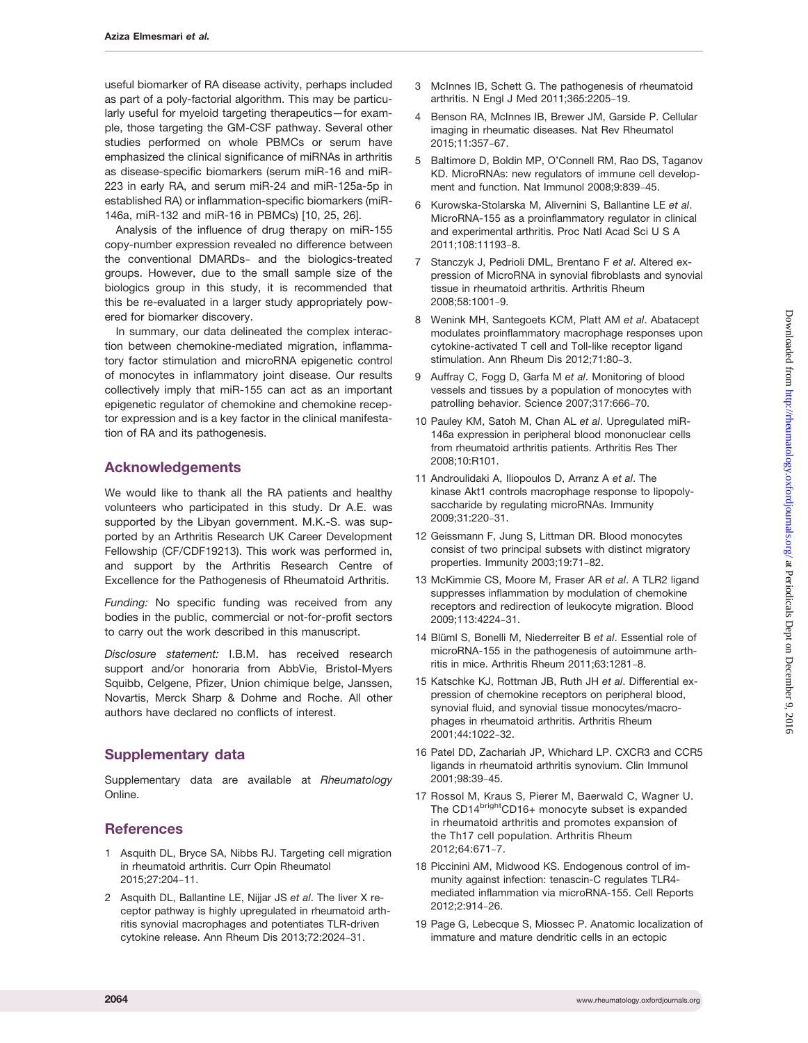useful biomarker of RA disease activity, perhaps included as part of a poly-factorial algorithm. This may be particularly useful for myeloid targeting therapeutics—for example, those targeting the GM-CSF pathway. Several other studies performed on whole PBMCs or serum have emphasized the clinical significance of miRNAs in arthritis as disease-specific biomarkers (serum miR-16 and miR-223 in early RA, and serum miR-24 and miR-125a-5p in established RA) or inflammation-specific biomarkers (miR-146a, miR-132 and miR-16 in PBMCs) [10, 25, 26].

Analysis of the influence of drug therapy on miR-155 copy-number expression revealed no difference between the conventional DMARDs- and the biologics-treated groups. However, due to the small sample size of the biologics group in this study, it is recommended that this be re-evaluated in a larger study appropriately powered for biomarker discovery.

In summary, our data delineated the complex interaction between chemokine-mediated migration, inflammatory factor stimulation and microRNA epigenetic control of monocytes in inflammatory joint disease. Our results collectively imply that miR-155 can act as an important epigenetic regulator of chemokine and chemokine receptor expression and is a key factor in the clinical manifestation of RA and its pathogenesis.

## Acknowledgements

We would like to thank all the RA patients and healthy volunteers who participated in this study. Dr A.E. was supported by the Libyan government. M.K.-S. was supported by an Arthritis Research UK Career Development Fellowship (CF/CDF19213). This work was performed in, and support by the Arthritis Research Centre of Excellence for the Pathogenesis of Rheumatoid Arthritis.

*Funding:* No specific funding was received from any bodies in the public, commercial or not-for-profit sectors to carry out the work described in this manuscript.

*Disclosure statement:* I.B.M. has received research support and/or honoraria from AbbVie, Bristol-Myers Squibb, Celgene, Pfizer, Union chimique belge, Janssen, Novartis, Merck Sharp & Dohme and Roche. All other authors have declared no conflicts of interest.

## Supplementary data

Supplementary data are available at *Rheumatology* Online.

## References

1. Asquith DL, Bryce SA, Nibbs RJ. Targeting cell migration in rheumatoid arthritis. Curr Opin Rheumatol 2015;27:204–11.
2. Asquith DL, Ballantine LE, Nijjar JS *et al*. The liver X receptor pathway is highly upregulated in rheumatoid arthritis synovial macrophages and potentiates TLR-driven cytokine release. Ann Rheum Dis 2013;72:2024–31.
3. McInnes IB, Schett G. The pathogenesis of rheumatoid arthritis. N Engl J Med 2011;365:2205–19.
4. Benson RA, McInnes IB, Brewer JM, Garside P. Cellular imaging in rheumatic diseases. Nat Rev Rheumatol 2015;11:357–67.
5. Baltimore D, Boldin MP, O'Connell RM, Rao DS, Taganov KD. MicroRNAs: new regulators of immune cell development and function. Nat Immunol 2008;9:839–45.
6. Kurowska-Stolarska M, Alivernini S, Ballantine LE *et al*. MicroRNA-155 as a proinflammatory regulator in clinical and experimental arthritis. Proc Natl Acad Sci U S A 2011;108:11193–8.
7. Stanczyk J, Pedrioli DML, Brentano F *et al*. Altered expression of MicroRNA in synovial fibroblasts and synovial tissue in rheumatoid arthritis. Arthritis Rheum 2008;58:1001–9.
8. Wenink MH, Santegoets KCM, Platt AM *et al*. Abatacept modulates proinflammatory macrophage responses upon cytokine-activated T cell and Toll-like receptor ligand stimulation. Ann Rheum Dis 2012;71:80–3.
9. Auffray C, Fogg D, Garfa M *et al*. Monitoring of blood vessels and tissues by a population of monocytes with patrolling behavior. Science 2007;317:666–70.
10. Pauley KM, Satoh M, Chan AL *et al*. Upregulated miR-146a expression in peripheral blood mononuclear cells from rheumatoid arthritis patients. Arthritis Res Ther 2008;10:R101.
11. Androulidaki A, Iliopoulos D, Arranz A *et al*. The kinase Akt1 controls macrophage response to lipopolysaccharide by regulating microRNAs. Immunity 2009;31:220–31.
12. Geissmann F, Jung S, Littman DR. Blood monocytes consist of two principal subsets with distinct migratory properties. Immunity 2003;19:71–82.
13. McKimmie CS, Moore M, Fraser AR *et al*. A TLR2 ligand suppresses inflammation by modulation of chemokine receptors and redirection of leukocyte migration. Blood 2009;113:4224–31.
14. Blüml S, Bonelli M, Niederreiter B *et al*. Essential role of microRNA-155 in the pathogenesis of autoimmune arthritis in mice. Arthritis Rheum 2011;63:1281–8.
15. Katschke KJ, Rottman JB, Ruth JH *et al*. Differential expression of chemokine receptors on peripheral blood, synovial fluid, and synovial tissue monocytes/macrophages in rheumatoid arthritis. Arthritis Rheum 2001;44:1022–32.
16. Patel DD, Zachariah JP, Whichard LP. CXCR3 and CCR5 ligands in rheumatoid arthritis synovium. Clin Immunol 2001;98:39–45.
17. Rossol M, Kraus S, Pierer M, Baerwald C, Wagner U. The CD14$^{bright}$CD16+ monocyte subset is expanded in rheumatoid arthritis and promotes expansion of the Th17 cell population. Arthritis Rheum 2012;64:671–7.
18. Piccinini AM, Midwood KS. Endogenous control of immunity against infection: tenascin-C regulates TLR4-mediated inflammation via microRNA-155. Cell Reports 2012;2:914–26.
19. Page G, Lebecque S, Miossec P. Anatomic localization of immature and mature dendritic cells in an ectopic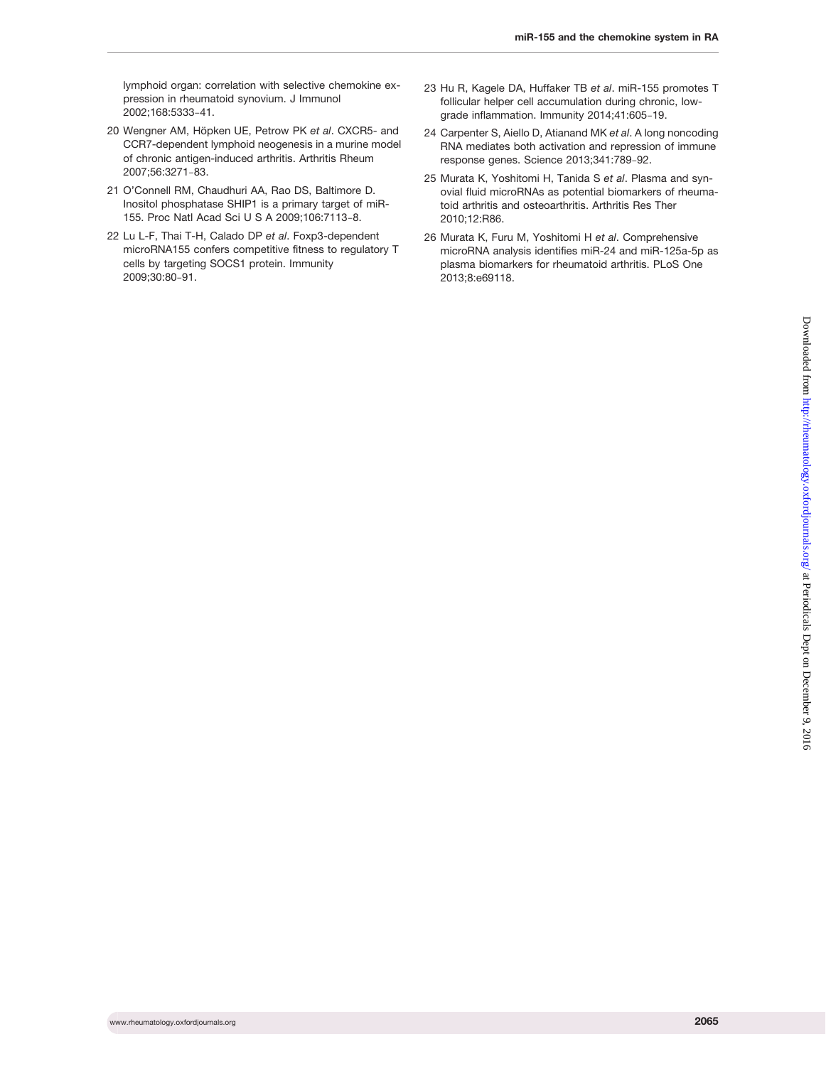lymphoid organ: correlation with selective chemokine expression in rheumatoid synovium. J Immunol 2002;168:5333–41.

20 Wengner AM, Höpken UE, Petrow PK *et al*. CXCR5- and CCR7-dependent lymphoid neogenesis in a murine model of chronic antigen-induced arthritis. Arthritis Rheum 2007;56:3271–83.

21 O'Connell RM, Chaudhuri AA, Rao DS, Baltimore D. Inositol phosphatase SHIP1 is a primary target of miR-155. Proc Natl Acad Sci U S A 2009;106:7113–8.

22 Lu L-F, Thai T-H, Calado DP *et al*. Foxp3-dependent microRNA155 confers competitive fitness to regulatory T cells by targeting SOCS1 protein. Immunity 2009;30:80–91.

23 Hu R, Kagele DA, Huffaker TB *et al*. miR-155 promotes T follicular helper cell accumulation during chronic, low-grade inflammation. Immunity 2014;41:605–19.

24 Carpenter S, Aiello D, Atianand MK *et al*. A long noncoding RNA mediates both activation and repression of immune response genes. Science 2013;341:789–92.

25 Murata K, Yoshitomi H, Tanida S *et al*. Plasma and synovial fluid microRNAs as potential biomarkers of rheumatoid arthritis and osteoarthritis. Arthritis Res Ther 2010;12:R86.

26 Murata K, Furu M, Yoshitomi H *et al*. Comprehensive microRNA analysis identifies miR-24 and miR-125a-5p as plasma biomarkers for rheumatoid arthritis. PLoS One 2013;8:e69118.